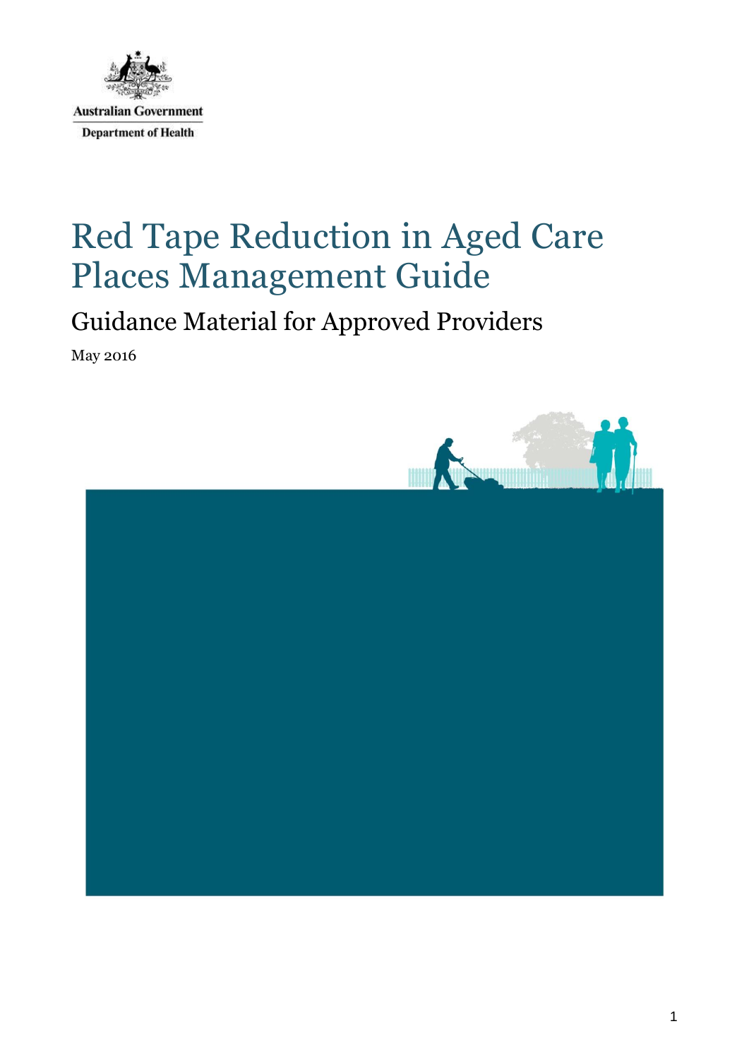Australian Government

Department of Health

# Red Tape Reduction in Aged Care Places Management Guide

## Guidance Material for Approved Providers

May 2016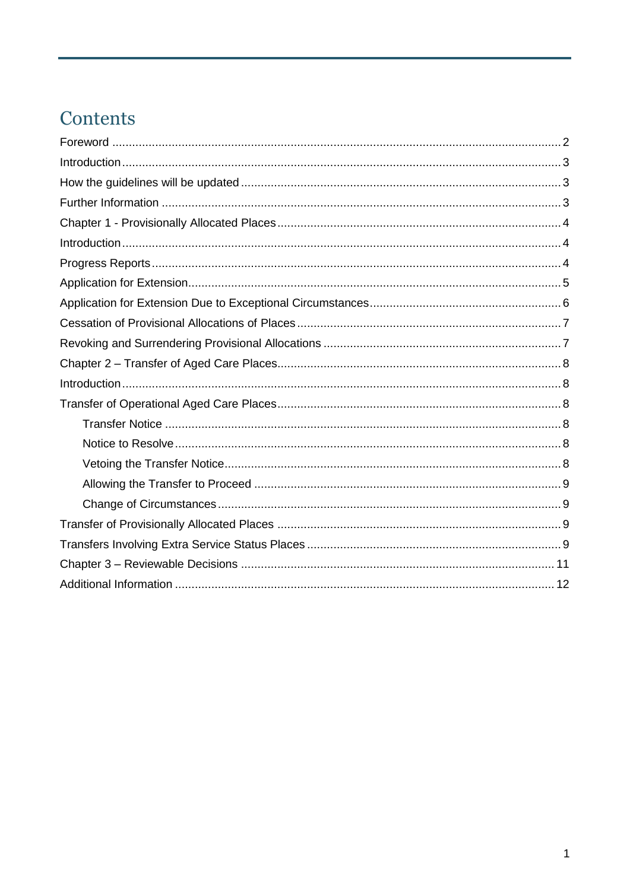# Contents

Foreword ........................................................................................................................ 2

Introduction ..................................................................................................................... 3

How the guidelines will be updated ................................................................................ 3

Further Information ......................................................................................................... 3

Chapter 1 - Provisionally Allocated Places ..................................................................... 4

Introduction ..................................................................................................................... 4

Progress Reports ............................................................................................................ 4

Application for Extension ................................................................................................ 5

Application for Extension Due to Exceptional Circumstances ......................................... 6

Cessation of Provisional Allocations of Places ............................................................... 7

Revoking and Surrendering Provisional Allocations ........................................................ 7

Chapter 2 – Transfer of Aged Care Places ..................................................................... 8

Introduction ..................................................................................................................... 8

Transfer of Operational Aged Care Places ..................................................................... 8

- Transfer Notice ........................................................................................................ 8
- Notice to Resolve ..................................................................................................... 8
- Vetoing the Transfer Notice ..................................................................................... 8
- Allowing the Transfer to Proceed ............................................................................. 9
- Change of Circumstances ........................................................................................ 9

Transfer of Provisionally Allocated Places ..................................................................... 9

Transfers Involving Extra Service Status Places ............................................................. 9

Chapter 3 – Reviewable Decisions ................................................................................. 11

Additional Information .................................................................................................... 12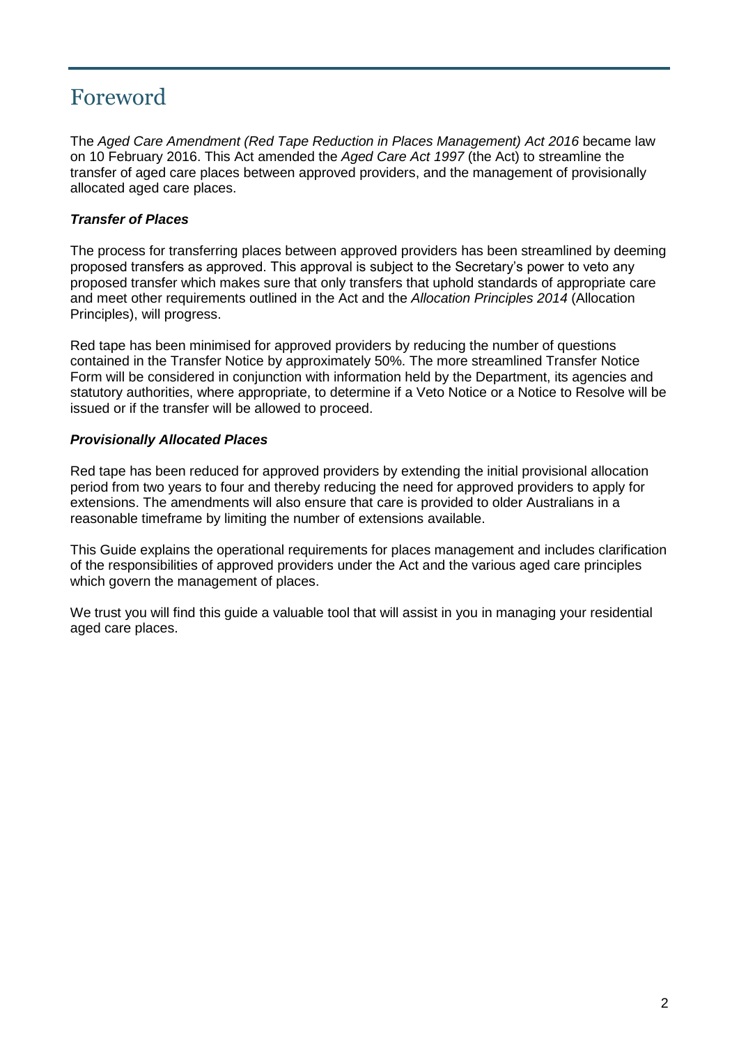# Foreword

The *Aged Care Amendment (Red Tape Reduction in Places Management) Act 2016* became law on 10 February 2016. This Act amended the *Aged Care Act 1997* (the Act) to streamline the transfer of aged care places between approved providers, and the management of provisionally allocated aged care places.

### *Transfer of Places*

The process for transferring places between approved providers has been streamlined by deeming proposed transfers as approved. This approval is subject to the Secretary's power to veto any proposed transfer which makes sure that only transfers that uphold standards of appropriate care and meet other requirements outlined in the Act and the *Allocation Principles 2014* (Allocation Principles), will progress.

Red tape has been minimised for approved providers by reducing the number of questions contained in the Transfer Notice by approximately 50%. The more streamlined Transfer Notice Form will be considered in conjunction with information held by the Department, its agencies and statutory authorities, where appropriate, to determine if a Veto Notice or a Notice to Resolve will be issued or if the transfer will be allowed to proceed.

### *Provisionally Allocated Places*

Red tape has been reduced for approved providers by extending the initial provisional allocation period from two years to four and thereby reducing the need for approved providers to apply for extensions. The amendments will also ensure that care is provided to older Australians in a reasonable timeframe by limiting the number of extensions available.

This Guide explains the operational requirements for places management and includes clarification of the responsibilities of approved providers under the Act and the various aged care principles which govern the management of places.

We trust you will find this guide a valuable tool that will assist in you in managing your residential aged care places.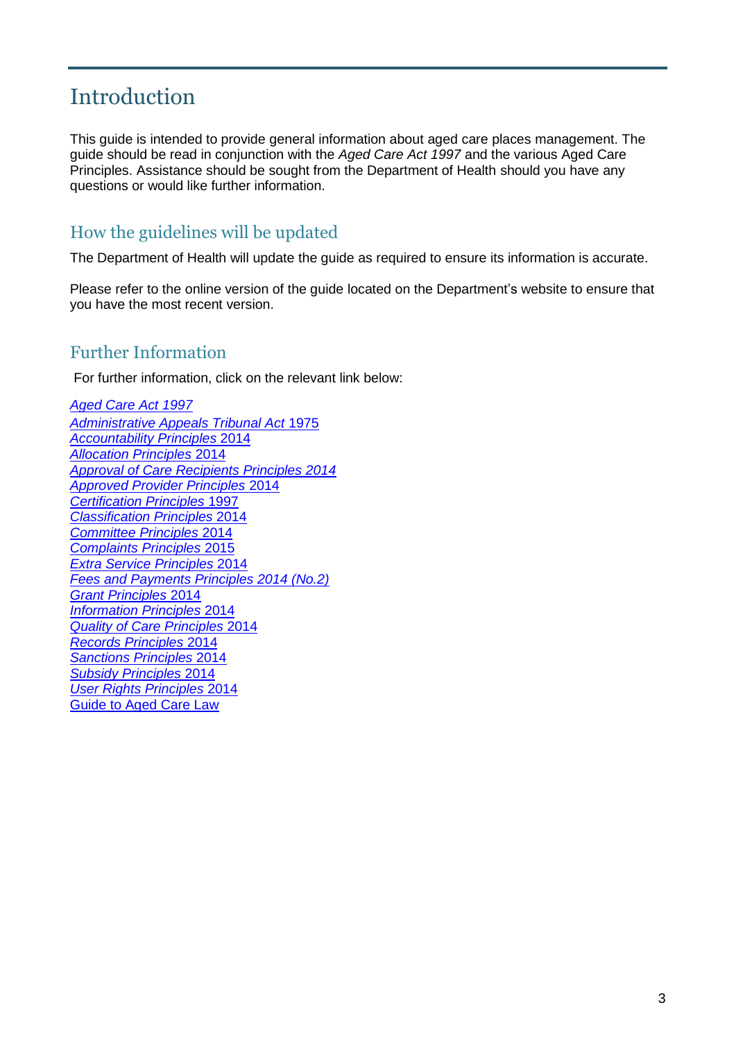# Introduction

This guide is intended to provide general information about aged care places management. The guide should be read in conjunction with the *Aged Care Act 1997* and the various Aged Care Principles. Assistance should be sought from the Department of Health should you have any questions or would like further information.

## How the guidelines will be updated

The Department of Health will update the guide as required to ensure its information is accurate.

Please refer to the online version of the guide located on the Department's website to ensure that you have the most recent version.

## Further Information

For further information, click on the relevant link below:

*Aged Care Act 1997*
*Administrative Appeals Tribunal Act* 1975
*Accountability Principles* 2014
*Allocation Principles* 2014
*Approval of Care Recipients Principles 2014*
*Approved Provider Principles* 2014
*Certification Principles* 1997
*Classification Principles* 2014
*Committee Principles* 2014
*Complaints Principles* 2015
*Extra Service Principles* 2014
*Fees and Payments Principles 2014 (No.2)*
*Grant Principles* 2014
*Information Principles* 2014
*Quality of Care Principles* 2014
*Records Principles* 2014
*Sanctions Principles* 2014
*Subsidy Principles* 2014
*User Rights Principles* 2014
Guide to Aged Care Law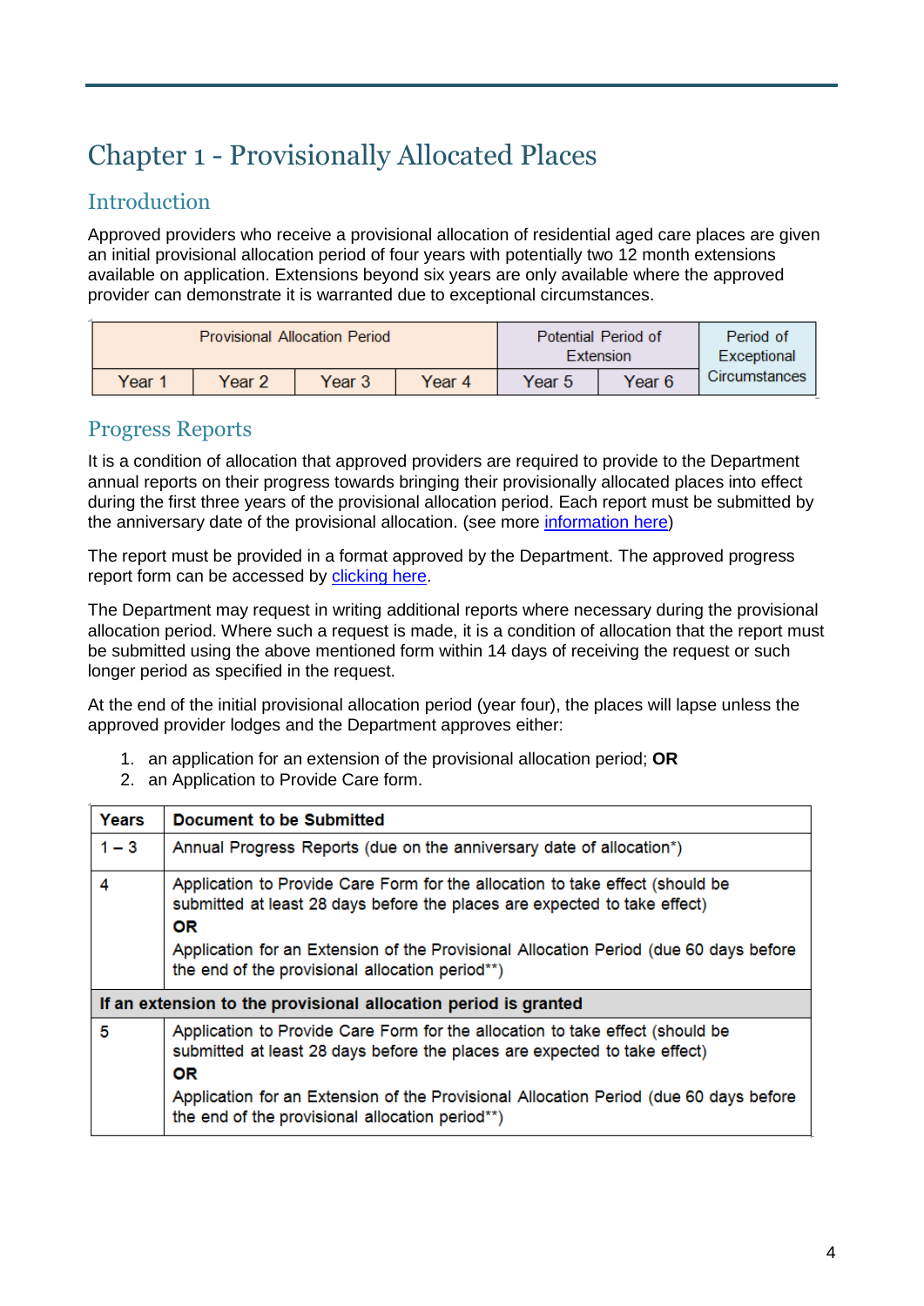# Chapter 1 - Provisionally Allocated Places

## Introduction

Approved providers who receive a provisional allocation of residential aged care places are given an initial provisional allocation period of four years with potentially two 12 month extensions available on application. Extensions beyond six years are only available where the approved provider can demonstrate it is warranted due to exceptional circumstances.

| Provisional Allocation Period | | | | Potential Period of Extension | | Period of Exceptional Circumstances |
|---|---|---|---|---|---|---|
| Year 1 | Year 2 | Year 3 | Year 4 | Year 5 | Year 6 | |

## Progress Reports

It is a condition of allocation that approved providers are required to provide to the Department annual reports on their progress towards bringing their provisionally allocated places into effect during the first three years of the provisional allocation period. Each report must be submitted by the anniversary date of the provisional allocation. (see more information here)

The report must be provided in a format approved by the Department. The approved progress report form can be accessed by clicking here.

The Department may request in writing additional reports where necessary during the provisional allocation period. Where such a request is made, it is a condition of allocation that the report must be submitted using the above mentioned form within 14 days of receiving the request or such longer period as specified in the request.

At the end of the initial provisional allocation period (year four), the places will lapse unless the approved provider lodges and the Department approves either:

1. an application for an extension of the provisional allocation period; **OR**
2. an Application to Provide Care form.

| Years | Document to be Submitted |
|---|---|
| 1 – 3 | Annual Progress Reports (due on the anniversary date of allocation*) |
| 4 | Application to Provide Care Form for the allocation to take effect (should be submitted at least 28 days before the places are expected to take effect) **OR** Application for an Extension of the Provisional Allocation Period (due 60 days before the end of the provisional allocation period**) |
| **If an extension to the provisional allocation period is granted** | |
| 5 | Application to Provide Care Form for the allocation to take effect (should be submitted at least 28 days before the places are expected to take effect) **OR** Application for an Extension of the Provisional Allocation Period (due 60 days before the end of the provisional allocation period**) |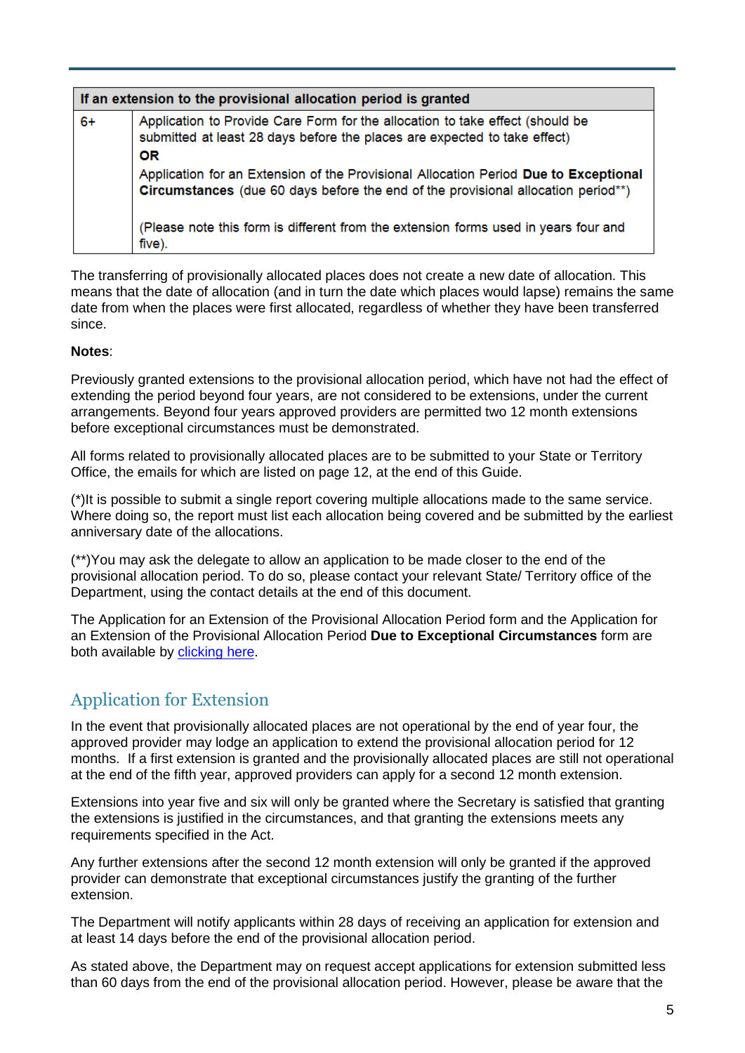| If an extension to the provisional allocation period is granted | |
|---|---|
| 6+ | Application to Provide Care Form for the allocation to take effect (should be submitted at least 28 days before the places are expected to take effect)<br>**OR**<br>Application for an Extension of the Provisional Allocation Period **Due to Exceptional Circumstances** (due 60 days before the end of the provisional allocation period**)<br><br>(Please note this form is different from the extension forms used in years four and five). |

The transferring of provisionally allocated places does not create a new date of allocation. This means that the date of allocation (and in turn the date which places would lapse) remains the same date from when the places were first allocated, regardless of whether they have been transferred since.

**Notes**:

Previously granted extensions to the provisional allocation period, which have not had the effect of extending the period beyond four years, are not considered to be extensions, under the current arrangements. Beyond four years approved providers are permitted two 12 month extensions before exceptional circumstances must be demonstrated.

All forms related to provisionally allocated places are to be submitted to your State or Territory Office, the emails for which are listed on page 12, at the end of this Guide.

(*)It is possible to submit a single report covering multiple allocations made to the same service. Where doing so, the report must list each allocation being covered and be submitted by the earliest anniversary date of the allocations.

(**)You may ask the delegate to allow an application to be made closer to the end of the provisional allocation period. To do so, please contact your relevant State/ Territory office of the Department, using the contact details at the end of this document.

The Application for an Extension of the Provisional Allocation Period form and the Application for an Extension of the Provisional Allocation Period **Due to Exceptional Circumstances** form are both available by clicking here.

## Application for Extension

In the event that provisionally allocated places are not operational by the end of year four, the approved provider may lodge an application to extend the provisional allocation period for 12 months. If a first extension is granted and the provisionally allocated places are still not operational at the end of the fifth year, approved providers can apply for a second 12 month extension.

Extensions into year five and six will only be granted where the Secretary is satisfied that granting the extensions is justified in the circumstances, and that granting the extensions meets any requirements specified in the Act.

Any further extensions after the second 12 month extension will only be granted if the approved provider can demonstrate that exceptional circumstances justify the granting of the further extension.

The Department will notify applicants within 28 days of receiving an application for extension and at least 14 days before the end of the provisional allocation period.

As stated above, the Department may on request accept applications for extension submitted less than 60 days from the end of the provisional allocation period. However, please be aware that the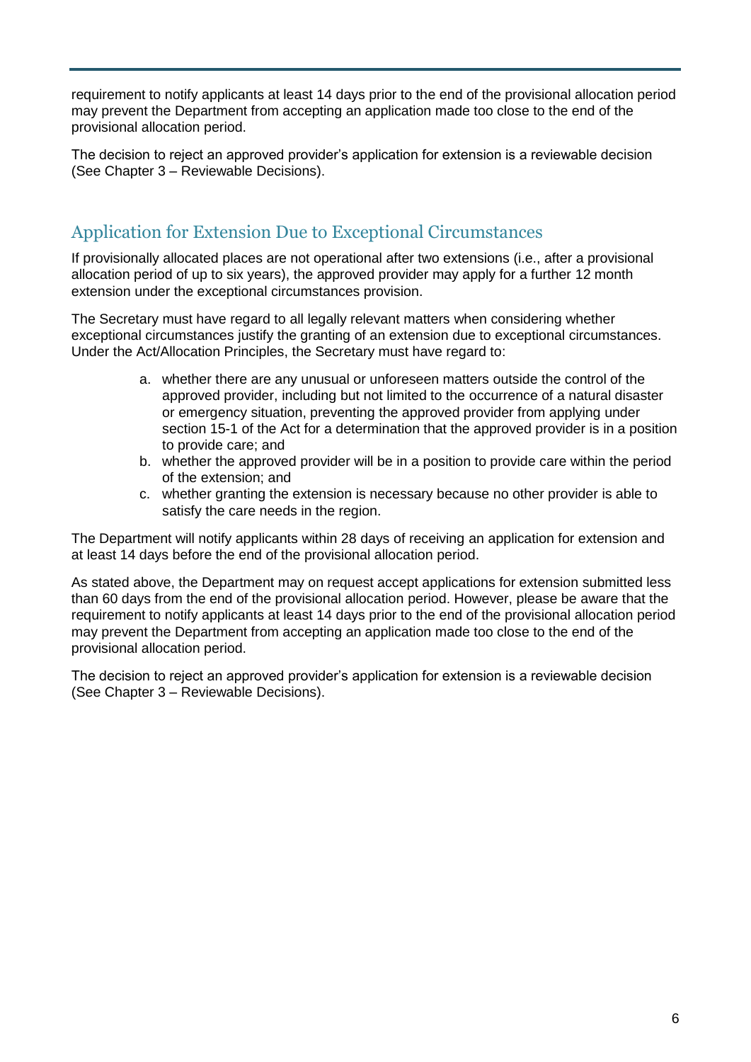requirement to notify applicants at least 14 days prior to the end of the provisional allocation period may prevent the Department from accepting an application made too close to the end of the provisional allocation period.

The decision to reject an approved provider's application for extension is a reviewable decision (See Chapter 3 – Reviewable Decisions).

## Application for Extension Due to Exceptional Circumstances

If provisionally allocated places are not operational after two extensions (i.e., after a provisional allocation period of up to six years), the approved provider may apply for a further 12 month extension under the exceptional circumstances provision.

The Secretary must have regard to all legally relevant matters when considering whether exceptional circumstances justify the granting of an extension due to exceptional circumstances. Under the Act/Allocation Principles, the Secretary must have regard to:

a. whether there are any unusual or unforeseen matters outside the control of the approved provider, including but not limited to the occurrence of a natural disaster or emergency situation, preventing the approved provider from applying under section 15-1 of the Act for a determination that the approved provider is in a position to provide care; and
b. whether the approved provider will be in a position to provide care within the period of the extension; and
c. whether granting the extension is necessary because no other provider is able to satisfy the care needs in the region.

The Department will notify applicants within 28 days of receiving an application for extension and at least 14 days before the end of the provisional allocation period.

As stated above, the Department may on request accept applications for extension submitted less than 60 days from the end of the provisional allocation period. However, please be aware that the requirement to notify applicants at least 14 days prior to the end of the provisional allocation period may prevent the Department from accepting an application made too close to the end of the provisional allocation period.

The decision to reject an approved provider's application for extension is a reviewable decision (See Chapter 3 – Reviewable Decisions).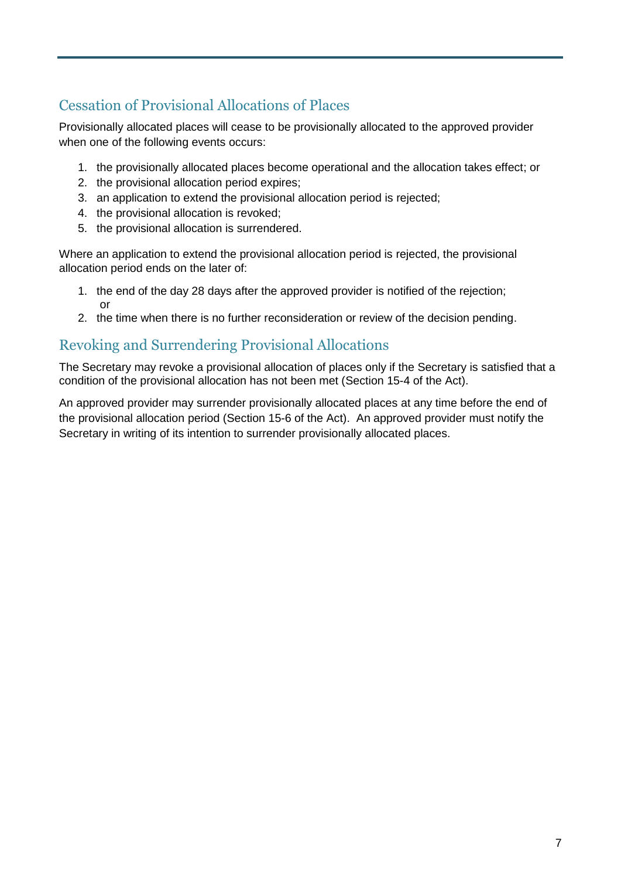## Cessation of Provisional Allocations of Places

Provisionally allocated places will cease to be provisionally allocated to the approved provider when one of the following events occurs:

1. the provisionally allocated places become operational and the allocation takes effect; or
2. the provisional allocation period expires;
3. an application to extend the provisional allocation period is rejected;
4. the provisional allocation is revoked;
5. the provisional allocation is surrendered.

Where an application to extend the provisional allocation period is rejected, the provisional allocation period ends on the later of:

1. the end of the day 28 days after the approved provider is notified of the rejection; or
2. the time when there is no further reconsideration or review of the decision pending.

## Revoking and Surrendering Provisional Allocations

The Secretary may revoke a provisional allocation of places only if the Secretary is satisfied that a condition of the provisional allocation has not been met (Section 15-4 of the Act).

An approved provider may surrender provisionally allocated places at any time before the end of the provisional allocation period (Section 15-6 of the Act). An approved provider must notify the Secretary in writing of its intention to surrender provisionally allocated places.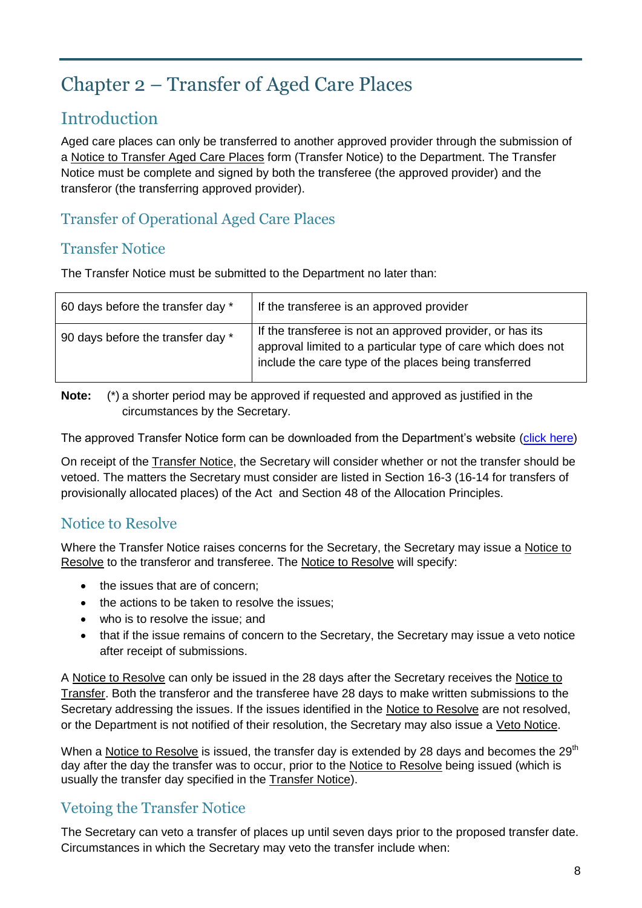# Chapter 2 – Transfer of Aged Care Places

## Introduction

Aged care places can only be transferred to another approved provider through the submission of a Notice to Transfer Aged Care Places form (Transfer Notice) to the Department. The Transfer Notice must be complete and signed by both the transferee (the approved provider) and the transferor (the transferring approved provider).

## Transfer of Operational Aged Care Places

### Transfer Notice

The Transfer Notice must be submitted to the Department no later than:

| | |
|---|---|
| 60 days before the transfer day * | If the transferee is an approved provider |
| 90 days before the transfer day * | If the transferee is not an approved provider, or has its approval limited to a particular type of care which does not include the care type of the places being transferred |

**Note:** (*) a shorter period may be approved if requested and approved as justified in the circumstances by the Secretary.

The approved Transfer Notice form can be downloaded from the Department's website (click here)

On receipt of the Transfer Notice, the Secretary will consider whether or not the transfer should be vetoed. The matters the Secretary must consider are listed in Section 16-3 (16-14 for transfers of provisionally allocated places) of the Act and Section 48 of the Allocation Principles.

### Notice to Resolve

Where the Transfer Notice raises concerns for the Secretary, the Secretary may issue a Notice to Resolve to the transferor and transferee. The Notice to Resolve will specify:

- the issues that are of concern;
- the actions to be taken to resolve the issues;
- who is to resolve the issue; and
- that if the issue remains of concern to the Secretary, the Secretary may issue a veto notice after receipt of submissions.

A Notice to Resolve can only be issued in the 28 days after the Secretary receives the Notice to Transfer. Both the transferor and the transferee have 28 days to make written submissions to the Secretary addressing the issues. If the issues identified in the Notice to Resolve are not resolved, or the Department is not notified of their resolution, the Secretary may also issue a Veto Notice.

When a Notice to Resolve is issued, the transfer day is extended by 28 days and becomes the 29th day after the day the transfer was to occur, prior to the Notice to Resolve being issued (which is usually the transfer day specified in the Transfer Notice).

### Vetoing the Transfer Notice

The Secretary can veto a transfer of places up until seven days prior to the proposed transfer date. Circumstances in which the Secretary may veto the transfer include when: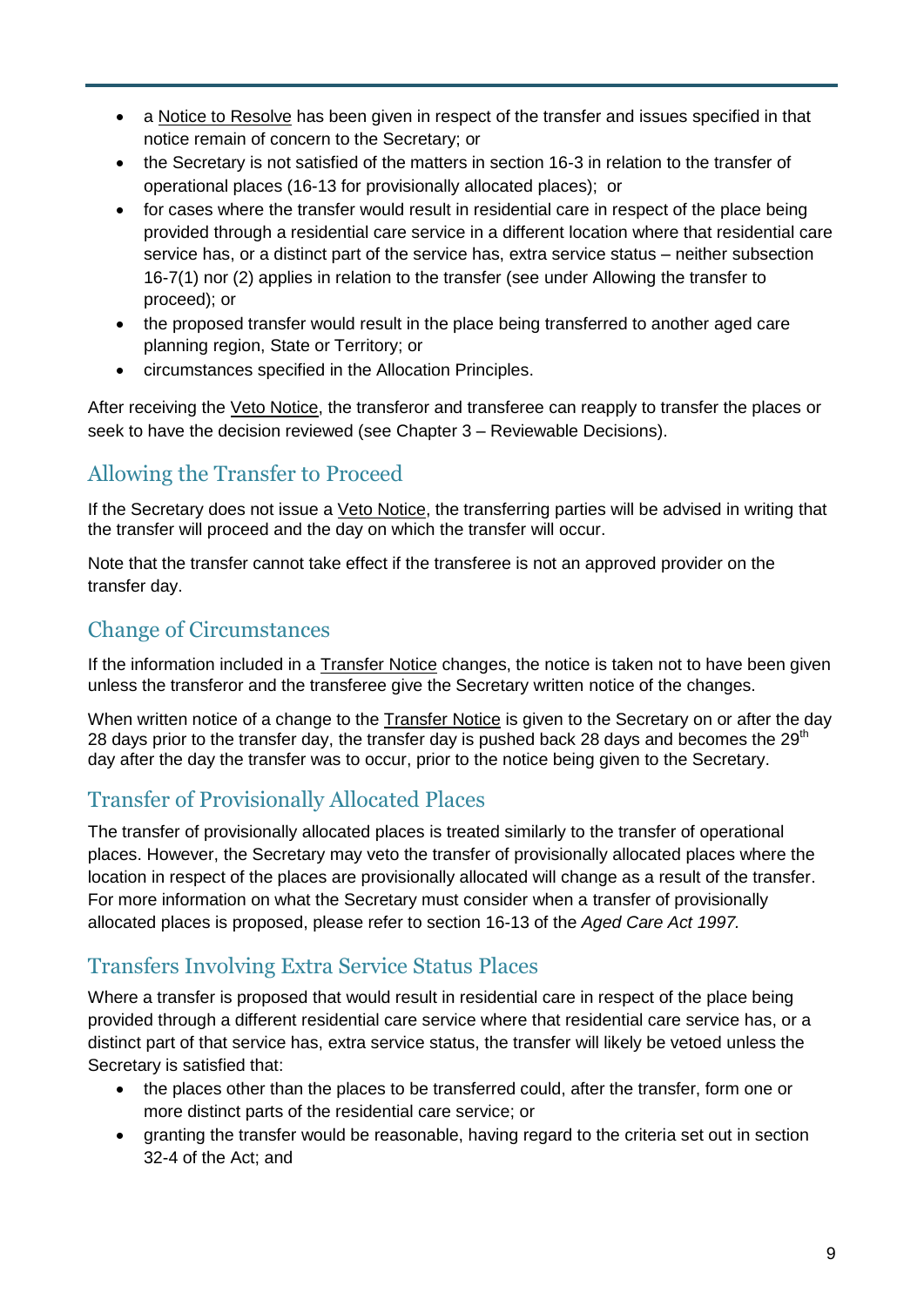- a Notice to Resolve has been given in respect of the transfer and issues specified in that notice remain of concern to the Secretary; or
- the Secretary is not satisfied of the matters in section 16-3 in relation to the transfer of operational places (16-13 for provisionally allocated places); or
- for cases where the transfer would result in residential care in respect of the place being provided through a residential care service in a different location where that residential care service has, or a distinct part of the service has, extra service status – neither subsection 16-7(1) nor (2) applies in relation to the transfer (see under Allowing the transfer to proceed); or
- the proposed transfer would result in the place being transferred to another aged care planning region, State or Territory; or
- circumstances specified in the Allocation Principles.

After receiving the Veto Notice, the transferor and transferee can reapply to transfer the places or seek to have the decision reviewed (see Chapter 3 – Reviewable Decisions).

## Allowing the Transfer to Proceed

If the Secretary does not issue a Veto Notice, the transferring parties will be advised in writing that the transfer will proceed and the day on which the transfer will occur.

Note that the transfer cannot take effect if the transferee is not an approved provider on the transfer day.

## Change of Circumstances

If the information included in a Transfer Notice changes, the notice is taken not to have been given unless the transferor and the transferee give the Secretary written notice of the changes.

When written notice of a change to the Transfer Notice is given to the Secretary on or after the day 28 days prior to the transfer day, the transfer day is pushed back 28 days and becomes the 29th day after the day the transfer was to occur, prior to the notice being given to the Secretary.

## Transfer of Provisionally Allocated Places

The transfer of provisionally allocated places is treated similarly to the transfer of operational places. However, the Secretary may veto the transfer of provisionally allocated places where the location in respect of the places are provisionally allocated will change as a result of the transfer. For more information on what the Secretary must consider when a transfer of provisionally allocated places is proposed, please refer to section 16-13 of the *Aged Care Act 1997.*

## Transfers Involving Extra Service Status Places

Where a transfer is proposed that would result in residential care in respect of the place being provided through a different residential care service where that residential care service has, or a distinct part of that service has, extra service status, the transfer will likely be vetoed unless the Secretary is satisfied that:

- the places other than the places to be transferred could, after the transfer, form one or more distinct parts of the residential care service; or
- granting the transfer would be reasonable, having regard to the criteria set out in section 32-4 of the Act; and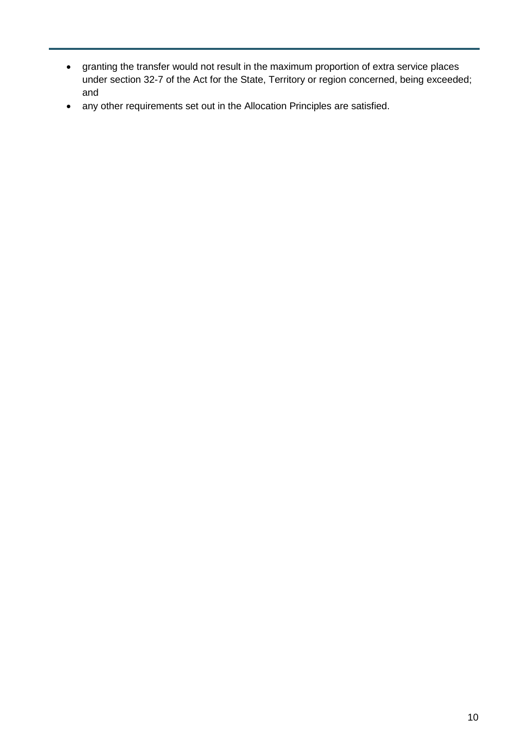- granting the transfer would not result in the maximum proportion of extra service places under section 32-7 of the Act for the State, Territory or region concerned, being exceeded; and
- any other requirements set out in the Allocation Principles are satisfied.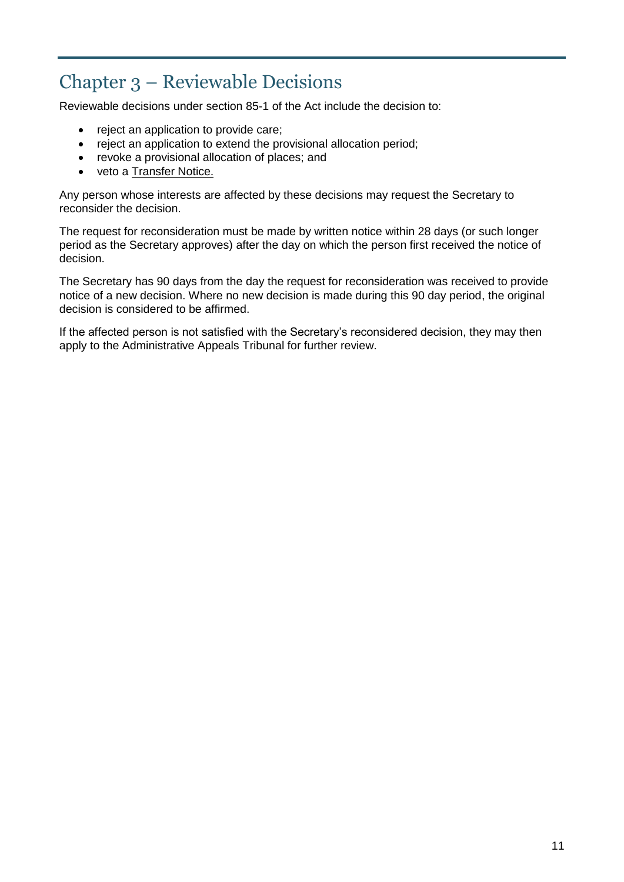# Chapter 3 – Reviewable Decisions

Reviewable decisions under section 85-1 of the Act include the decision to:

- reject an application to provide care;
- reject an application to extend the provisional allocation period;
- revoke a provisional allocation of places; and
- veto a Transfer Notice.

Any person whose interests are affected by these decisions may request the Secretary to reconsider the decision.

The request for reconsideration must be made by written notice within 28 days (or such longer period as the Secretary approves) after the day on which the person first received the notice of decision.

The Secretary has 90 days from the day the request for reconsideration was received to provide notice of a new decision. Where no new decision is made during this 90 day period, the original decision is considered to be affirmed.

If the affected person is not satisfied with the Secretary's reconsidered decision, they may then apply to the Administrative Appeals Tribunal for further review.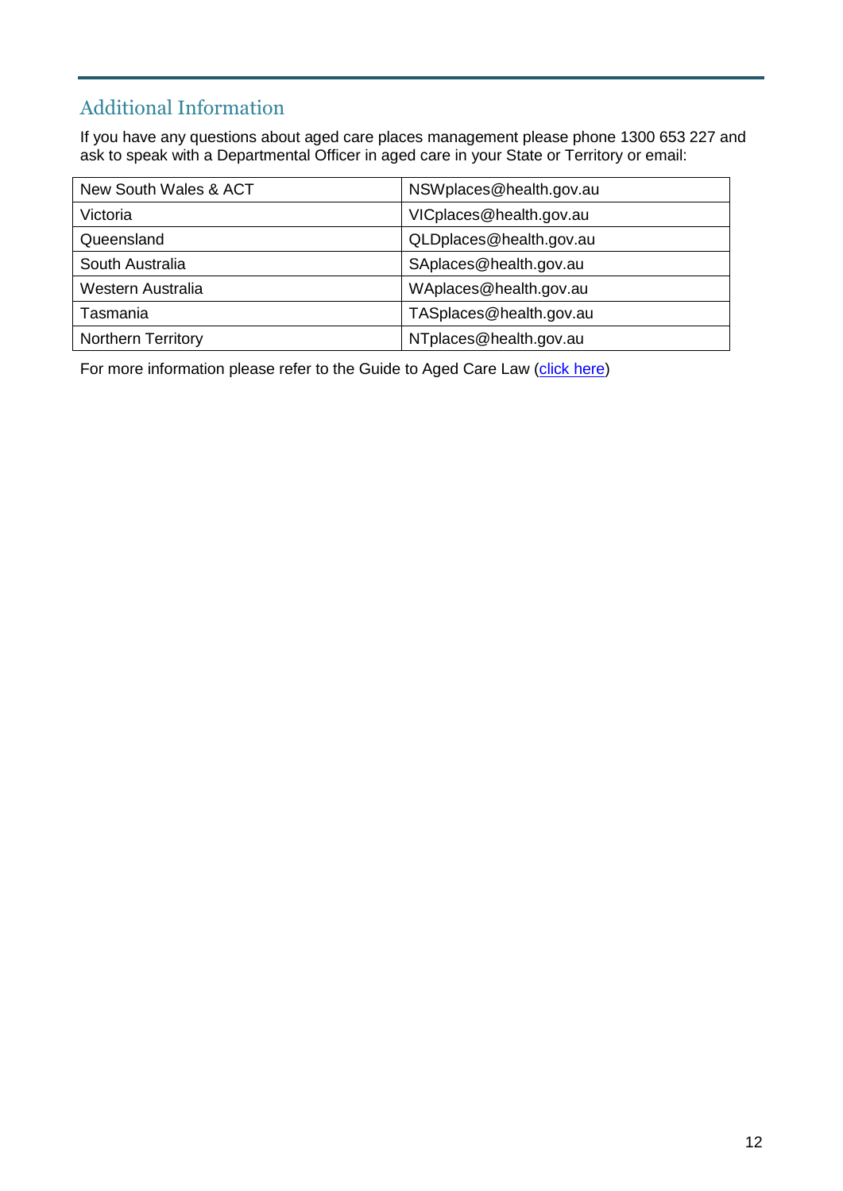## Additional Information

If you have any questions about aged care places management please phone 1300 653 227 and ask to speak with a Departmental Officer in aged care in your State or Territory or email:

| | |
|---|---|
| New South Wales & ACT | NSWplaces@health.gov.au |
| Victoria | VICplaces@health.gov.au |
| Queensland | QLDplaces@health.gov.au |
| South Australia | SAplaces@health.gov.au |
| Western Australia | WAplaces@health.gov.au |
| Tasmania | TASplaces@health.gov.au |
| Northern Territory | NTplaces@health.gov.au |

For more information please refer to the Guide to Aged Care Law (click here)